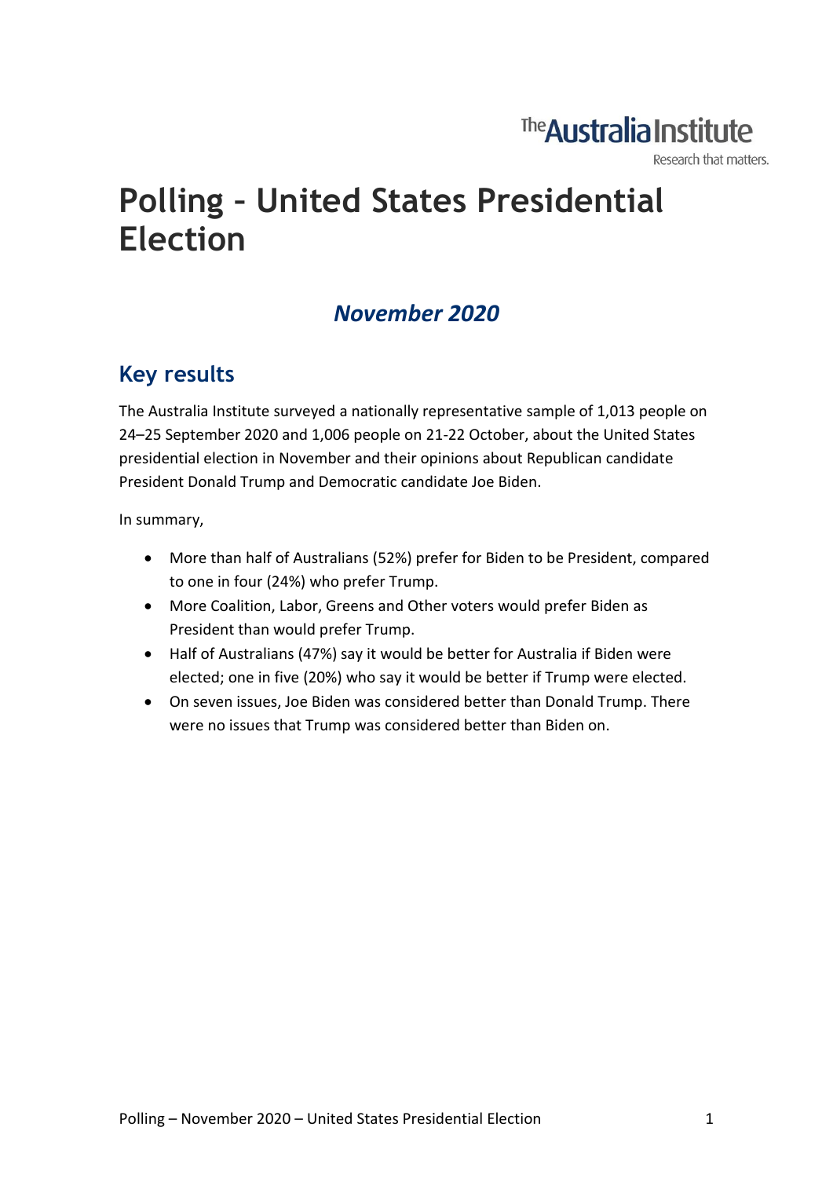The Australia Institute

Research that matters.

# Polling – United States Presidential Election

## *November 2020*

## Key results

The Australia Institute surveyed a nationally representative sample of 1,013 people on 24–25 September 2020 and 1,006 people on 21-22 October, about the United States presidential election in November and their opinions about Republican candidate President Donald Trump and Democratic candidate Joe Biden.

In summary,

- More than half of Australians (52%) prefer for Biden to be President, compared to one in four (24%) who prefer Trump.
- More Coalition, Labor, Greens and Other voters would prefer Biden as President than would prefer Trump.
- Half of Australians (47%) say it would be better for Australia if Biden were elected; one in five (20%) who say it would be better if Trump were elected.
- On seven issues, Joe Biden was considered better than Donald Trump. There were no issues that Trump was considered better than Biden on.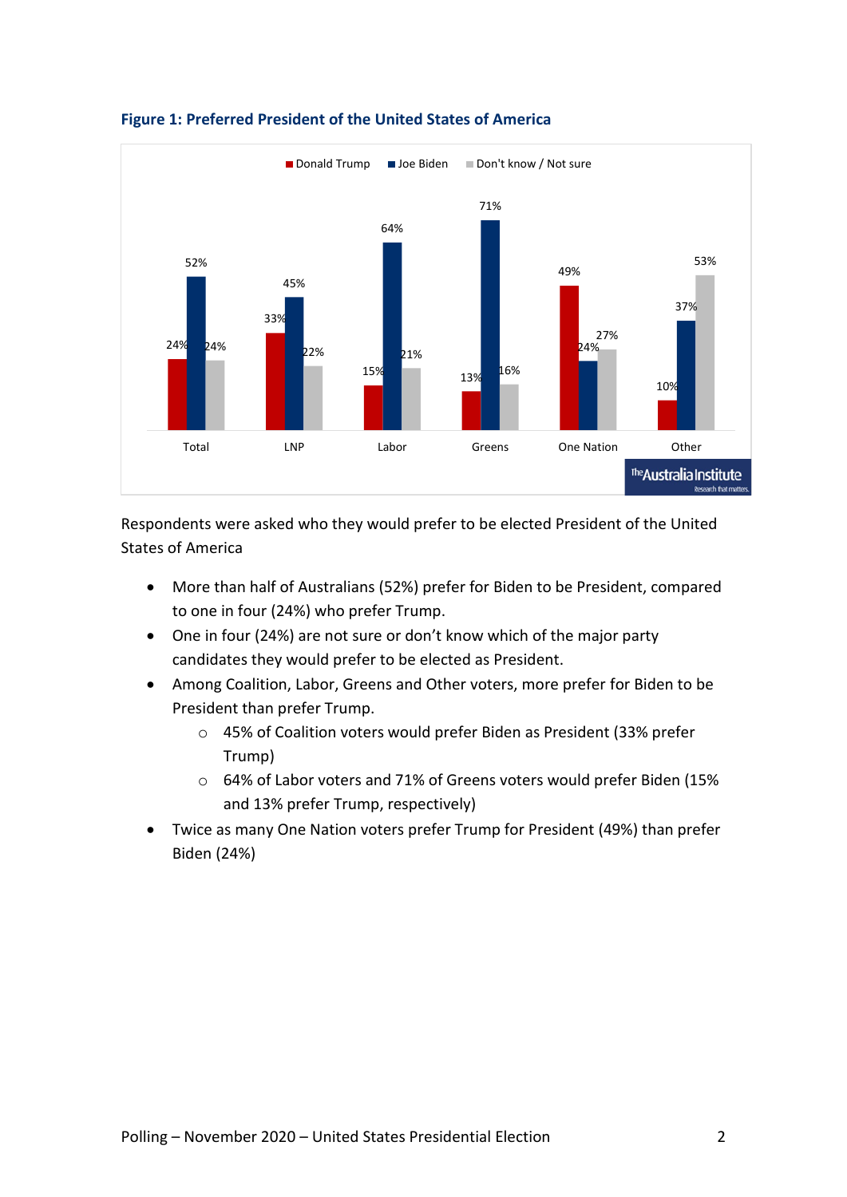**Figure 1: Preferred President of the United States of America**

| | Donald Trump | Joe Biden | Don't know / Not sure |
|---|---|---|---|
| Total | 24% | 52% | 24% |
| LNP | 33% | 45% | 22% |
| Labor | 15% | 64% | 21% |
| Greens | 13% | 71% | 16% |
| One Nation | 49% | 24% | 27% |
| Other | 10% | 37% | 53% |

Respondents were asked who they would prefer to be elected President of the United States of America

- More than half of Australians (52%) prefer for Biden to be President, compared to one in four (24%) who prefer Trump.
- One in four (24%) are not sure or don't know which of the major party candidates they would prefer to be elected as President.
- Among Coalition, Labor, Greens and Other voters, more prefer for Biden to be President than prefer Trump.
  - 45% of Coalition voters would prefer Biden as President (33% prefer Trump)
  - 64% of Labor voters and 71% of Greens voters would prefer Biden (15% and 13% prefer Trump, respectively)
- Twice as many One Nation voters prefer Trump for President (49%) than prefer Biden (24%)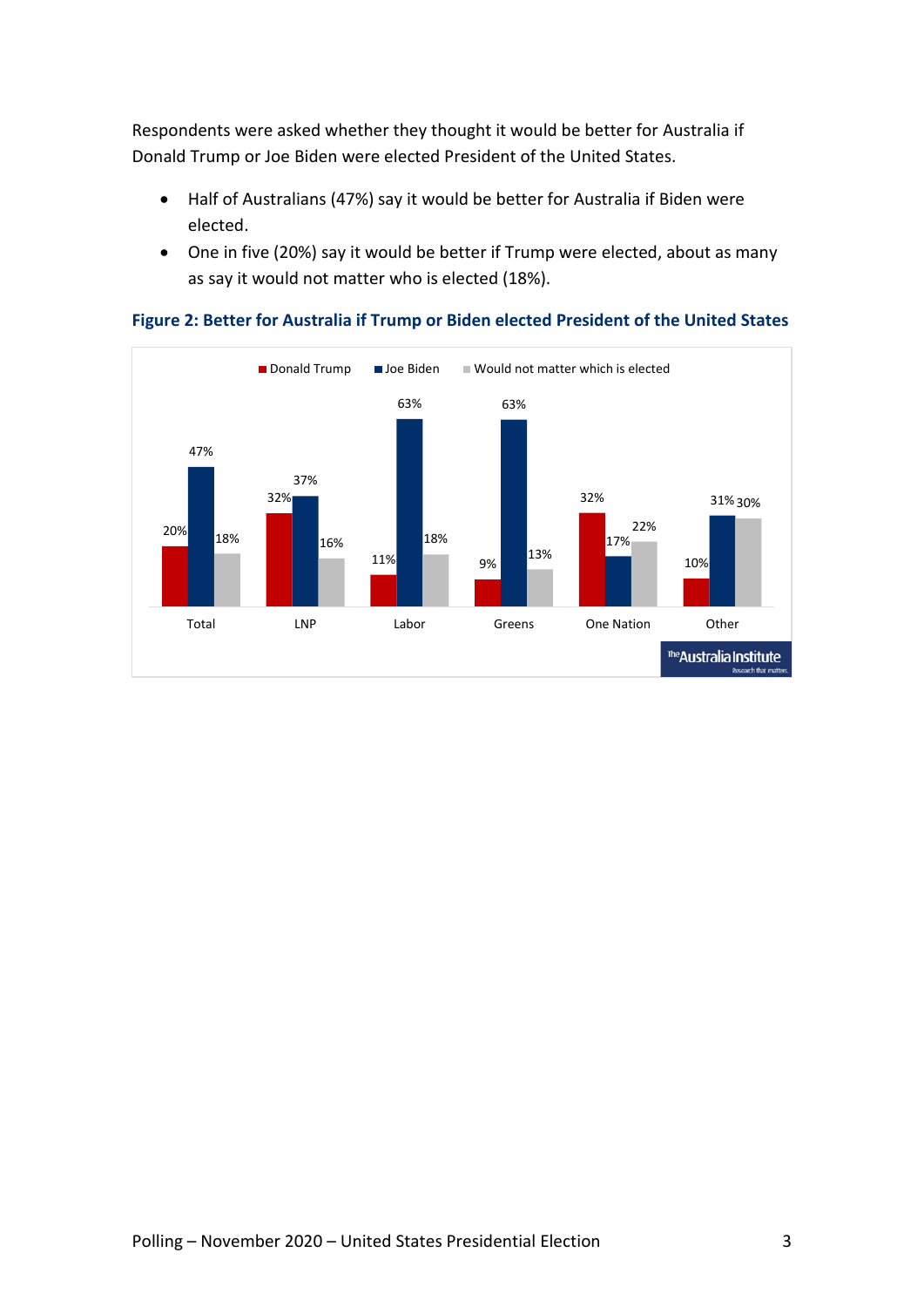Respondents were asked whether they thought it would be better for Australia if Donald Trump or Joe Biden were elected President of the United States.

- Half of Australians (47%) say it would be better for Australia if Biden were elected.
- One in five (20%) say it would be better if Trump were elected, about as many as say it would not matter who is elected (18%).

**Figure 2: Better for Australia if Trump or Biden elected President of the United States**

| | Donald Trump | Joe Biden | Would not matter which is elected |
|---|---|---|---|
| Total | 20% | 47% | 18% |
| LNP | 32% | 37% | 16% |
| Labor | 11% | 63% | 18% |
| Greens | 9% | 63% | 13% |
| One Nation | 32% | 17% | 22% |
| Other | 10% | 31% | 30% |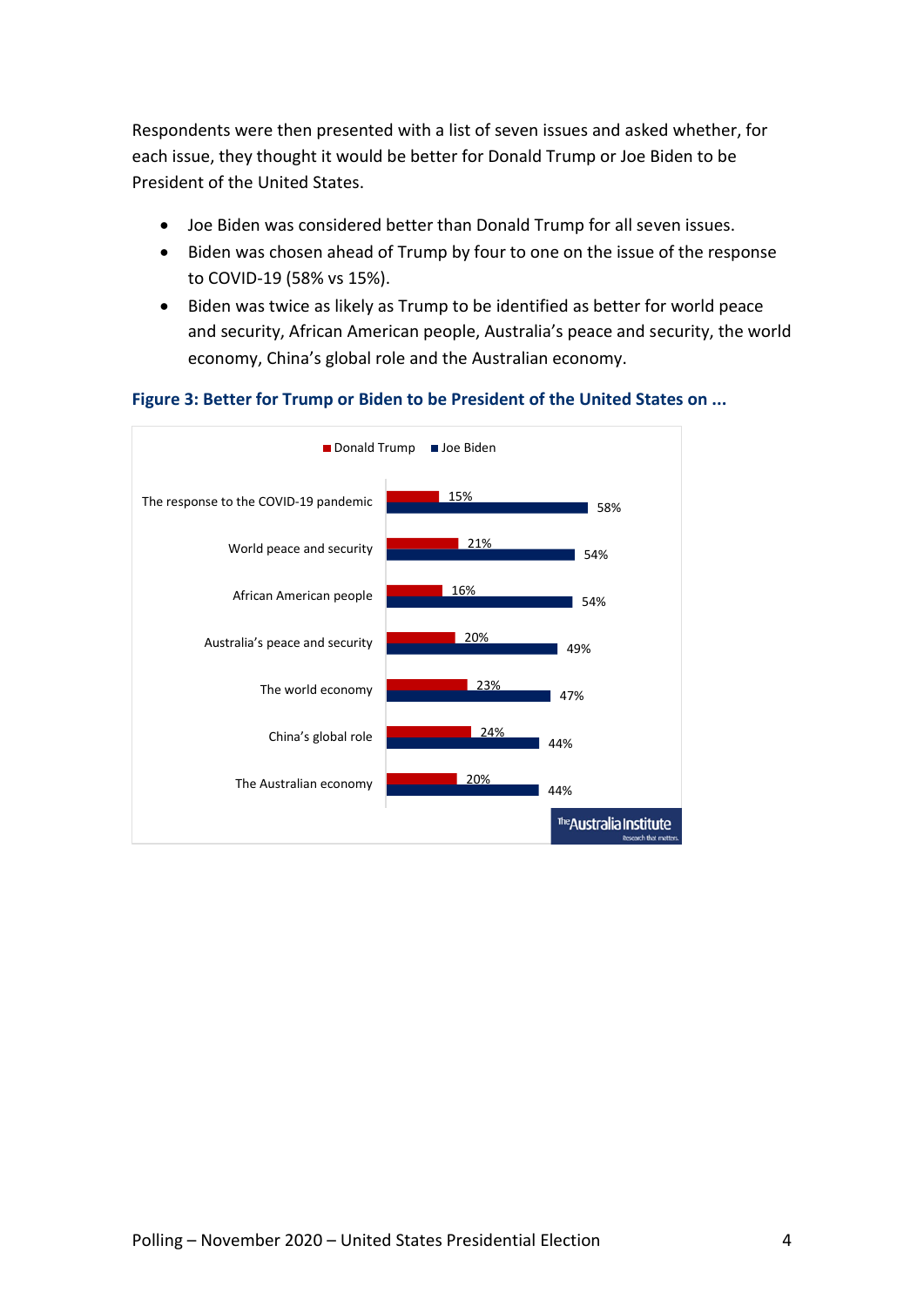Respondents were then presented with a list of seven issues and asked whether, for each issue, they thought it would be better for Donald Trump or Joe Biden to be President of the United States.

- Joe Biden was considered better than Donald Trump for all seven issues.
- Biden was chosen ahead of Trump by four to one on the issue of the response to COVID-19 (58% vs 15%).
- Biden was twice as likely as Trump to be identified as better for world peace and security, African American people, Australia's peace and security, the world economy, China's global role and the Australian economy.

### Figure 3: Better for Trump or Biden to be President of the United States on ...

| | Donald Trump | Joe Biden |
|---|---|---|
| The response to the COVID-19 pandemic | 15% | 58% |
| World peace and security | 21% | 54% |
| African American people | 16% | 54% |
| Australia's peace and security | 20% | 49% |
| The world economy | 23% | 47% |
| China's global role | 24% | 44% |
| The Australian economy | 20% | 44% |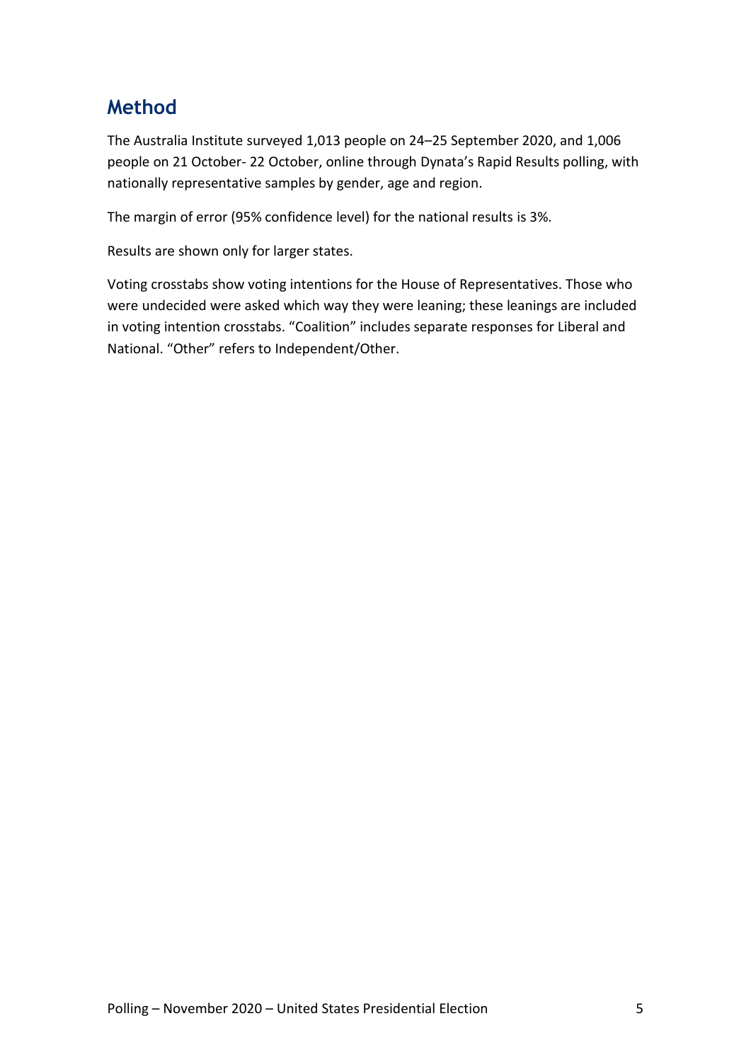## Method

The Australia Institute surveyed 1,013 people on 24–25 September 2020, and 1,006 people on 21 October- 22 October, online through Dynata's Rapid Results polling, with nationally representative samples by gender, age and region.

The margin of error (95% confidence level) for the national results is 3%.

Results are shown only for larger states.

Voting crosstabs show voting intentions for the House of Representatives. Those who were undecided were asked which way they were leaning; these leanings are included in voting intention crosstabs. "Coalition" includes separate responses for Liberal and National. "Other" refers to Independent/Other.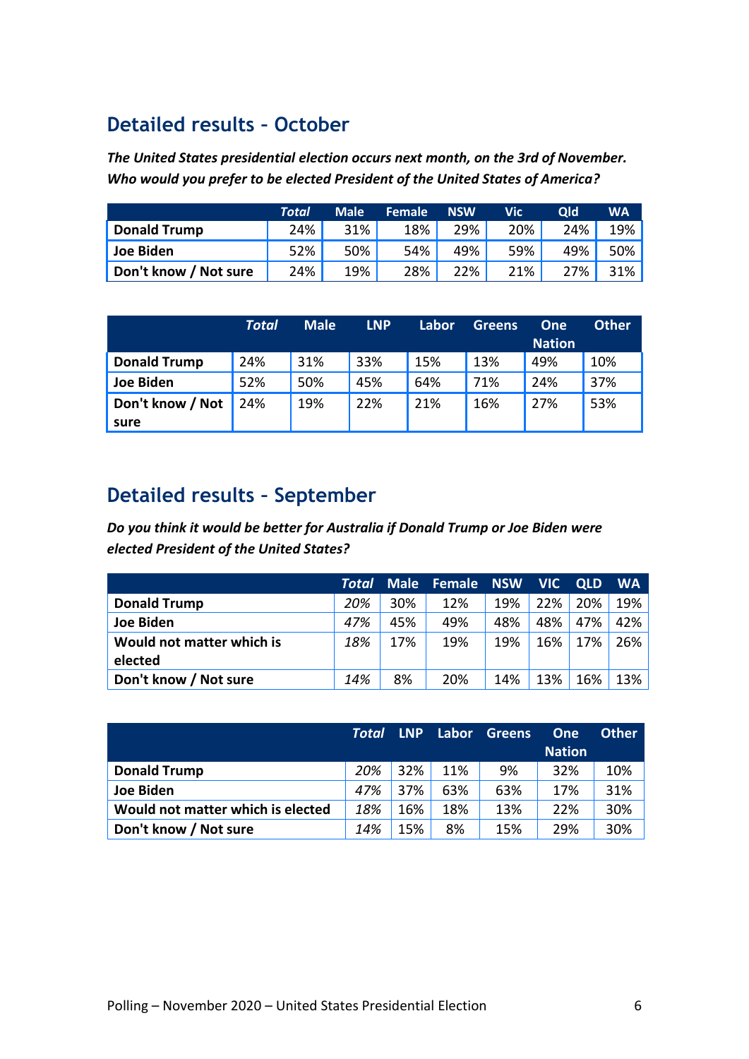## Detailed results – October

***The United States presidential election occurs next month, on the 3rd of November. Who would you prefer to be elected President of the United States of America?***

| | *Total* | Male | Female | NSW | Vic | Qld | WA |
|---|---|---|---|---|---|---|---|
| **Donald Trump** | 24% | 31% | 18% | 29% | 20% | 24% | 19% |
| **Joe Biden** | 52% | 50% | 54% | 49% | 59% | 49% | 50% |
| **Don't know / Not sure** | 24% | 19% | 28% | 22% | 21% | 27% | 31% |

| | *Total* | Male | LNP | Labor | Greens | One Nation | Other |
|---|---|---|---|---|---|---|---|
| **Donald Trump** | 24% | 31% | 33% | 15% | 13% | 49% | 10% |
| **Joe Biden** | 52% | 50% | 45% | 64% | 71% | 24% | 37% |
| **Don't know / Not sure** | 24% | 19% | 22% | 21% | 16% | 27% | 53% |

## Detailed results – September

***Do you think it would be better for Australia if Donald Trump or Joe Biden were elected President of the United States?***

| | *Total* | Male | Female | NSW | VIC | QLD | WA |
|---|---|---|---|---|---|---|---|
| **Donald Trump** | *20%* | 30% | 12% | 19% | 22% | 20% | 19% |
| **Joe Biden** | *47%* | 45% | 49% | 48% | 48% | 47% | 42% |
| **Would not matter which is elected** | *18%* | 17% | 19% | 19% | 16% | 17% | 26% |
| **Don't know / Not sure** | *14%* | 8% | 20% | 14% | 13% | 16% | 13% |

| | *Total* | LNP | Labor | Greens | One Nation | Other |
|---|---|---|---|---|---|---|
| **Donald Trump** | *20%* | 32% | 11% | 9% | 32% | 10% |
| **Joe Biden** | *47%* | 37% | 63% | 63% | 17% | 31% |
| **Would not matter which is elected** | *18%* | 16% | 18% | 13% | 22% | 30% |
| **Don't know / Not sure** | *14%* | 15% | 8% | 15% | 29% | 30% |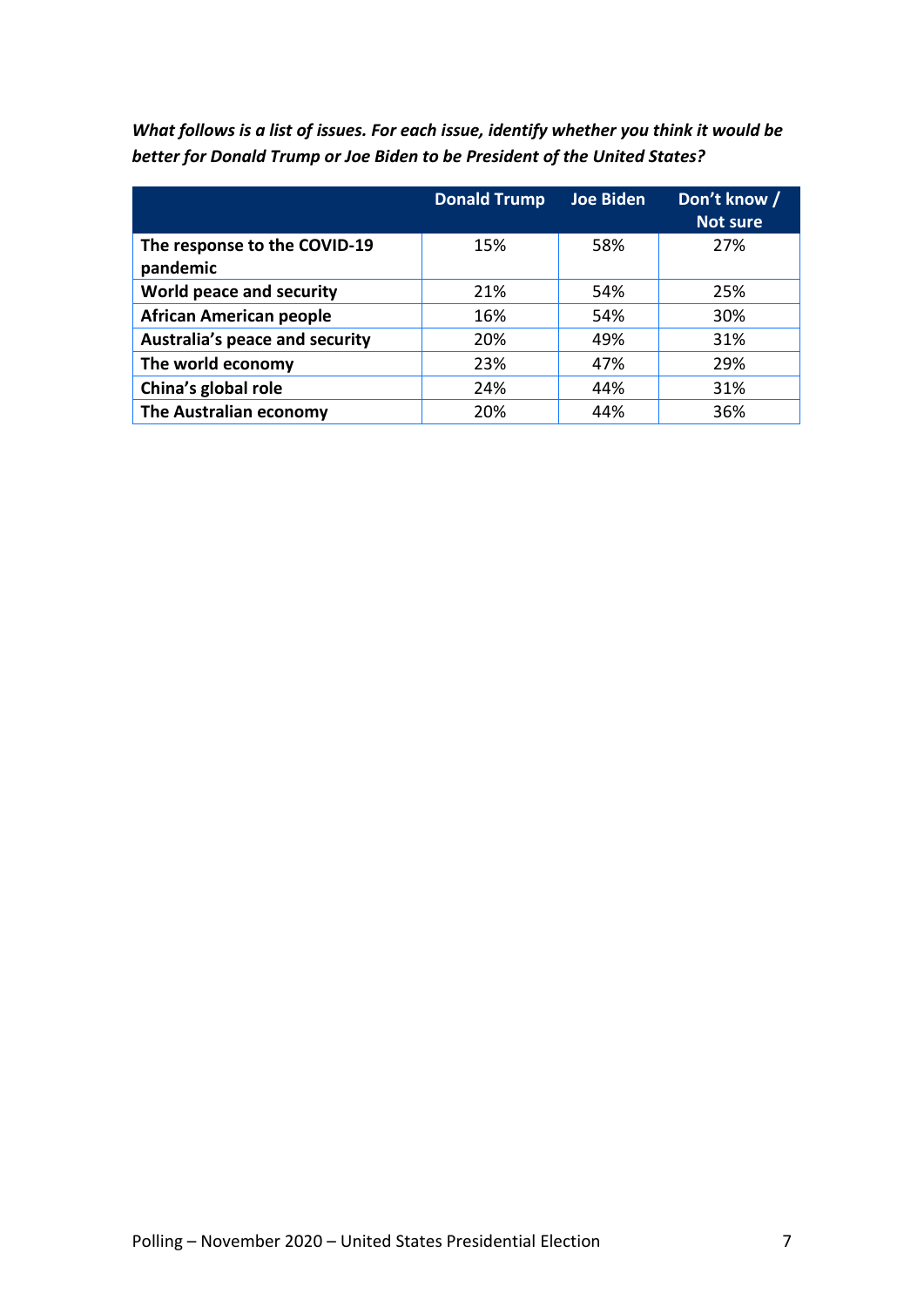*What follows is a list of issues. For each issue, identify whether you think it would be better for Donald Trump or Joe Biden to be President of the United States?*

| | Donald Trump | Joe Biden | Don't know / Not sure |
|---|---|---|---|
| **The response to the COVID-19 pandemic** | 15% | 58% | 27% |
| **World peace and security** | 21% | 54% | 25% |
| **African American people** | 16% | 54% | 30% |
| **Australia's peace and security** | 20% | 49% | 31% |
| **The world economy** | 23% | 47% | 29% |
| **China's global role** | 24% | 44% | 31% |
| **The Australian economy** | 20% | 44% | 36% |